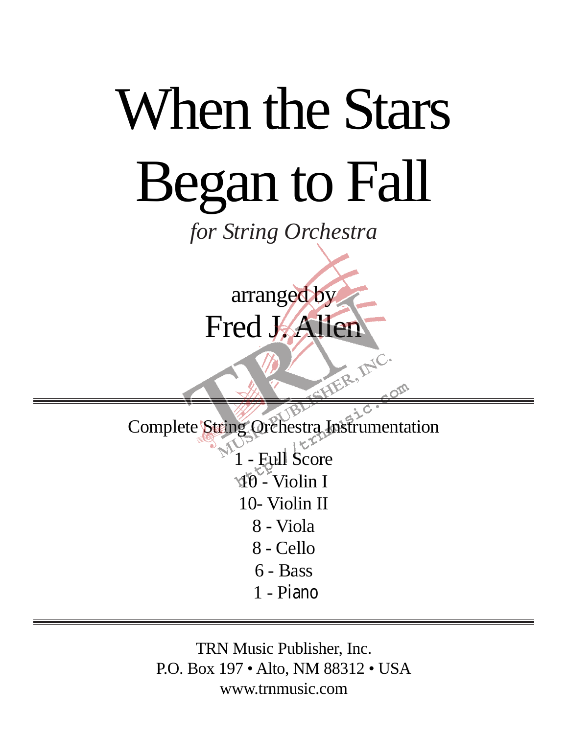# When the Stars Began to Fall

*for String Orchestra*

arranged by

## Fred J. Allen

---

Complete String Orchestra Instrumentation

1 - Full Score
10 - Violin I
10- Violin II
8 - Viola
8 - Cello
6 - Bass
1 - Piano

---

TRN Music Publisher, Inc.
P.O. Box 197 • Alto, NM 88312 • USA
www.trnmusic.com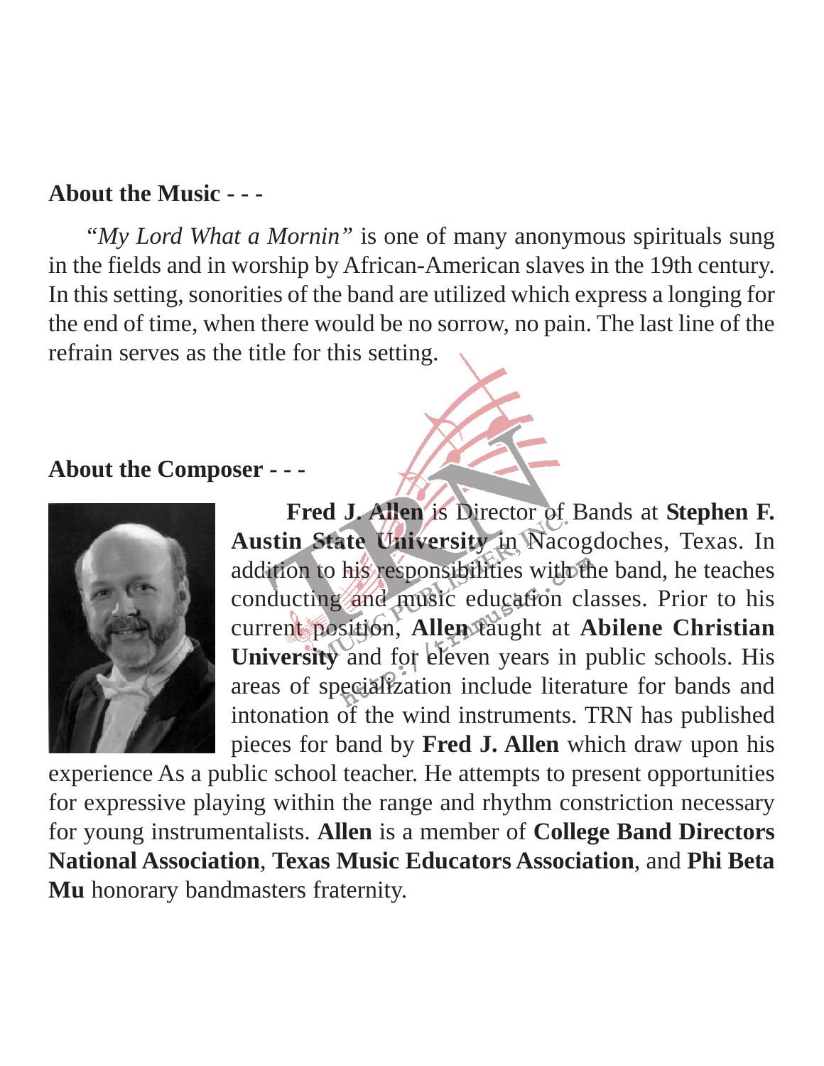## About the Music - - -

*"My Lord What a Mornin"* is one of many anonymous spirituals sung in the fields and in worship by African-American slaves in the 19th century. In this setting, sonorities of the band are utilized which express a longing for the end of time, when there would be no sorrow, no pain. The last line of the refrain serves as the title for this setting.

## About the Composer - - -

**Fred J. Allen** is Director of Bands at **Stephen F. Austin State University** in Nacogdoches, Texas. In addition to his responsibilities with the band, he teaches conducting and music education classes. Prior to his current position, **Allen** taught at **Abilene Christian University** and for eleven years in public schools. His areas of specialization include literature for bands and intonation of the wind instruments. TRN has published pieces for band by **Fred J. Allen** which draw upon his experience As a public school teacher. He attempts to present opportunities for expressive playing within the range and rhythm constriction necessary for young instrumentalists. **Allen** is a member of **College Band Directors National Association**, **Texas Music Educators Association**, and **Phi Beta Mu** honorary bandmasters fraternity.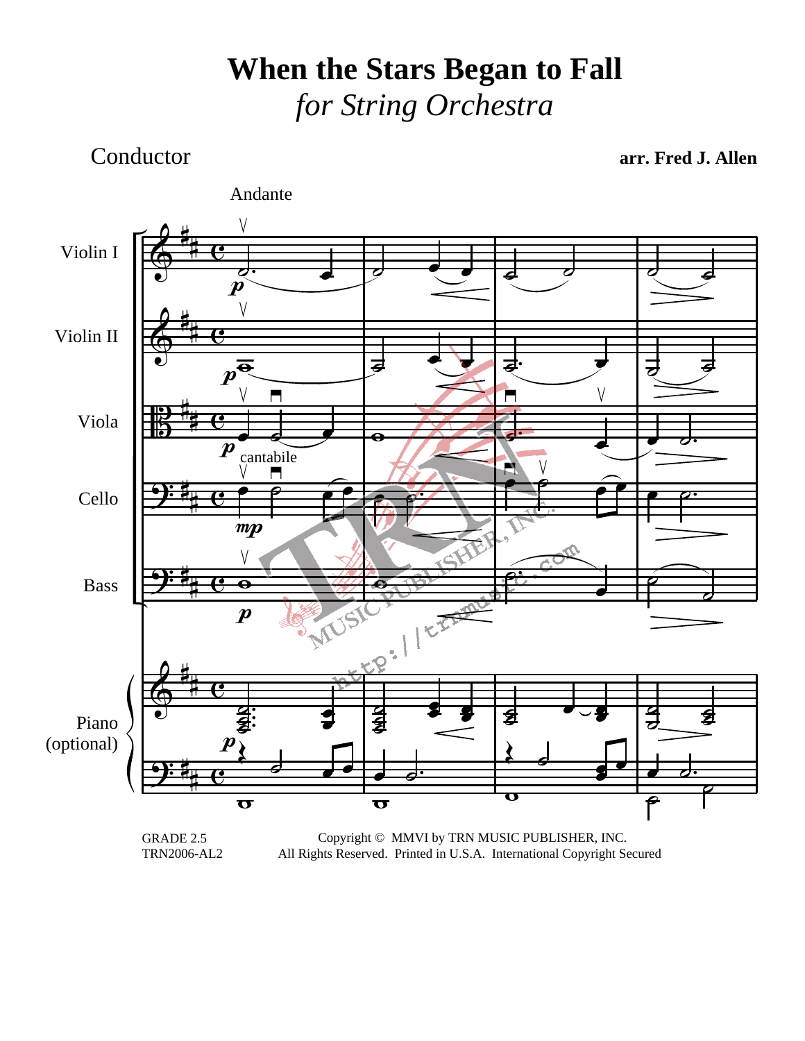# When the Stars Began to Fall

## *for String Orchestra*

Conductor

**arr. Fred J. Allen**

Andante

Violin I

Violin II

Viola

Cello

Bass

Piano (optional)

cantabile

GRADE 2.5
TRN2006-AL2

Copyright © MMVI by TRN MUSIC PUBLISHER, INC.
All Rights Reserved. Printed in U.S.A. International Copyright Secured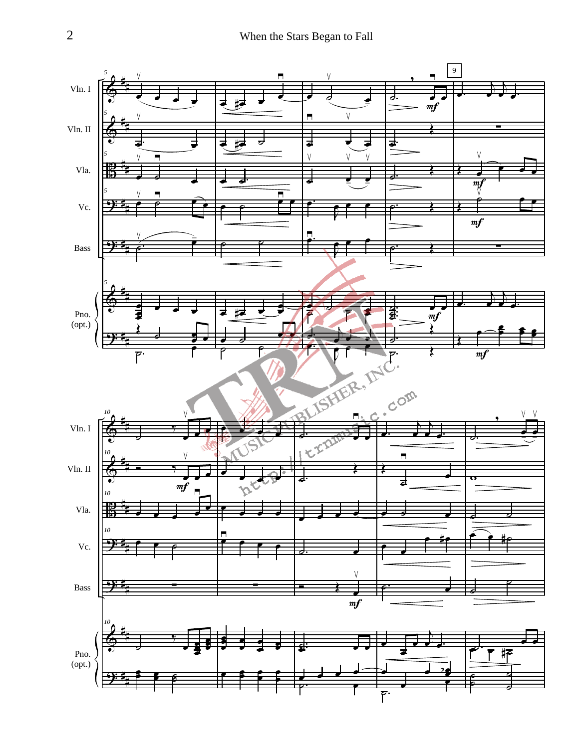Vln. I

Vln. II

Vla.

Vc.

Bass

Pno. (opt.)

Vln. I

Vln. II

Vla.

Vc.

Bass

Pno. (opt.)